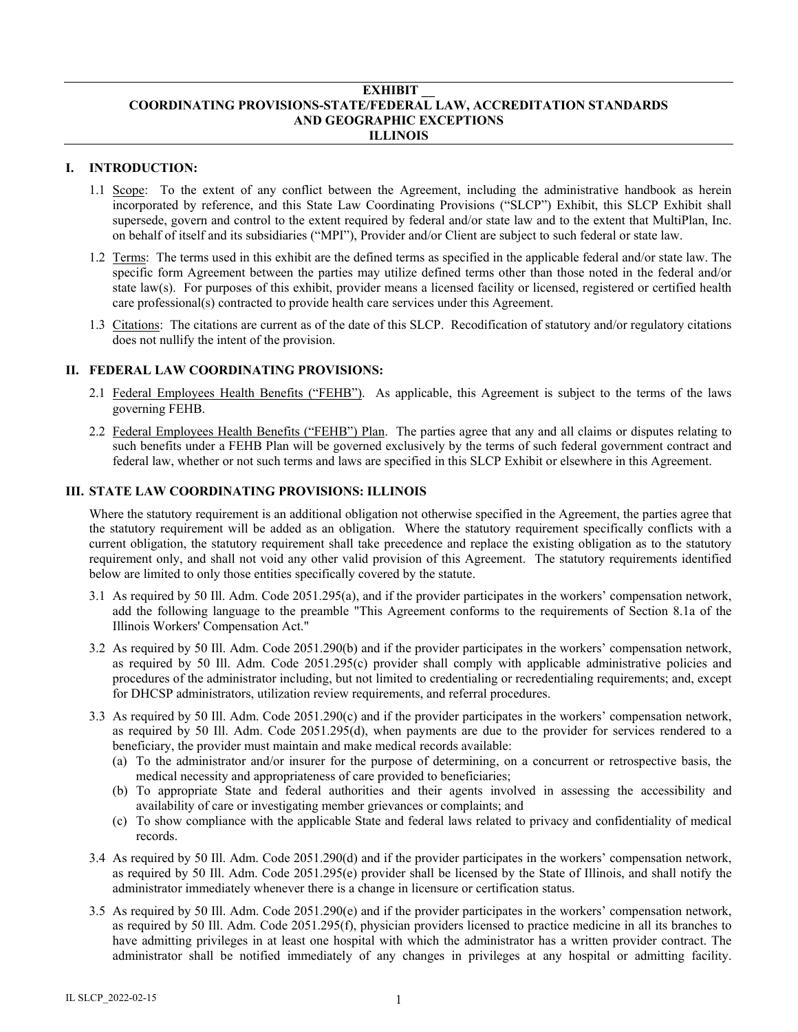# EXHIBIT __
# COORDINATING PROVISIONS-STATE/FEDERAL LAW, ACCREDITATION STANDARDS AND GEOGRAPHIC EXCEPTIONS
# ILLINOIS

## I. INTRODUCTION:

1.1 Scope: To the extent of any conflict between the Agreement, including the administrative handbook as herein incorporated by reference, and this State Law Coordinating Provisions ("SLCP") Exhibit, this SLCP Exhibit shall supersede, govern and control to the extent required by federal and/or state law and to the extent that MultiPlan, Inc. on behalf of itself and its subsidiaries ("MPI"), Provider and/or Client are subject to such federal or state law.

1.2 Terms: The terms used in this exhibit are the defined terms as specified in the applicable federal and/or state law. The specific form Agreement between the parties may utilize defined terms other than those noted in the federal and/or state law(s). For purposes of this exhibit, provider means a licensed facility or licensed, registered or certified health care professional(s) contracted to provide health care services under this Agreement.

1.3 Citations: The citations are current as of the date of this SLCP. Recodification of statutory and/or regulatory citations does not nullify the intent of the provision.

## II. FEDERAL LAW COORDINATING PROVISIONS:

2.1 Federal Employees Health Benefits ("FEHB"). As applicable, this Agreement is subject to the terms of the laws governing FEHB.

2.2 Federal Employees Health Benefits ("FEHB") Plan. The parties agree that any and all claims or disputes relating to such benefits under a FEHB Plan will be governed exclusively by the terms of such federal government contract and federal law, whether or not such terms and laws are specified in this SLCP Exhibit or elsewhere in this Agreement.

## III. STATE LAW COORDINATING PROVISIONS: ILLINOIS

Where the statutory requirement is an additional obligation not otherwise specified in the Agreement, the parties agree that the statutory requirement will be added as an obligation. Where the statutory requirement specifically conflicts with a current obligation, the statutory requirement shall take precedence and replace the existing obligation as to the statutory requirement only, and shall not void any other valid provision of this Agreement. The statutory requirements identified below are limited to only those entities specifically covered by the statute.

3.1 As required by 50 Ill. Adm. Code 2051.295(a), and if the provider participates in the workers' compensation network, add the following language to the preamble "This Agreement conforms to the requirements of Section 8.1a of the Illinois Workers' Compensation Act."

3.2 As required by 50 Ill. Adm. Code 2051.290(b) and if the provider participates in the workers' compensation network, as required by 50 Ill. Adm. Code 2051.295(c) provider shall comply with applicable administrative policies and procedures of the administrator including, but not limited to credentialing or recredentialing requirements; and, except for DHCSP administrators, utilization review requirements, and referral procedures.

3.3 As required by 50 Ill. Adm. Code 2051.290(c) and if the provider participates in the workers' compensation network, as required by 50 Ill. Adm. Code 2051.295(d), when payments are due to the provider for services rendered to a beneficiary, the provider must maintain and make medical records available:

(a) To the administrator and/or insurer for the purpose of determining, on a concurrent or retrospective basis, the medical necessity and appropriateness of care provided to beneficiaries;

(b) To appropriate State and federal authorities and their agents involved in assessing the accessibility and availability of care or investigating member grievances or complaints; and

(c) To show compliance with the applicable State and federal laws related to privacy and confidentiality of medical records.

3.4 As required by 50 Ill. Adm. Code 2051.290(d) and if the provider participates in the workers' compensation network, as required by 50 Ill. Adm. Code 2051.295(e) provider shall be licensed by the State of Illinois, and shall notify the administrator immediately whenever there is a change in licensure or certification status.

3.5 As required by 50 Ill. Adm. Code 2051.290(e) and if the provider participates in the workers' compensation network, as required by 50 Ill. Adm. Code 2051.295(f), physician providers licensed to practice medicine in all its branches to have admitting privileges in at least one hospital with which the administrator has a written provider contract. The administrator shall be notified immediately of any changes in privileges at any hospital or admitting facility.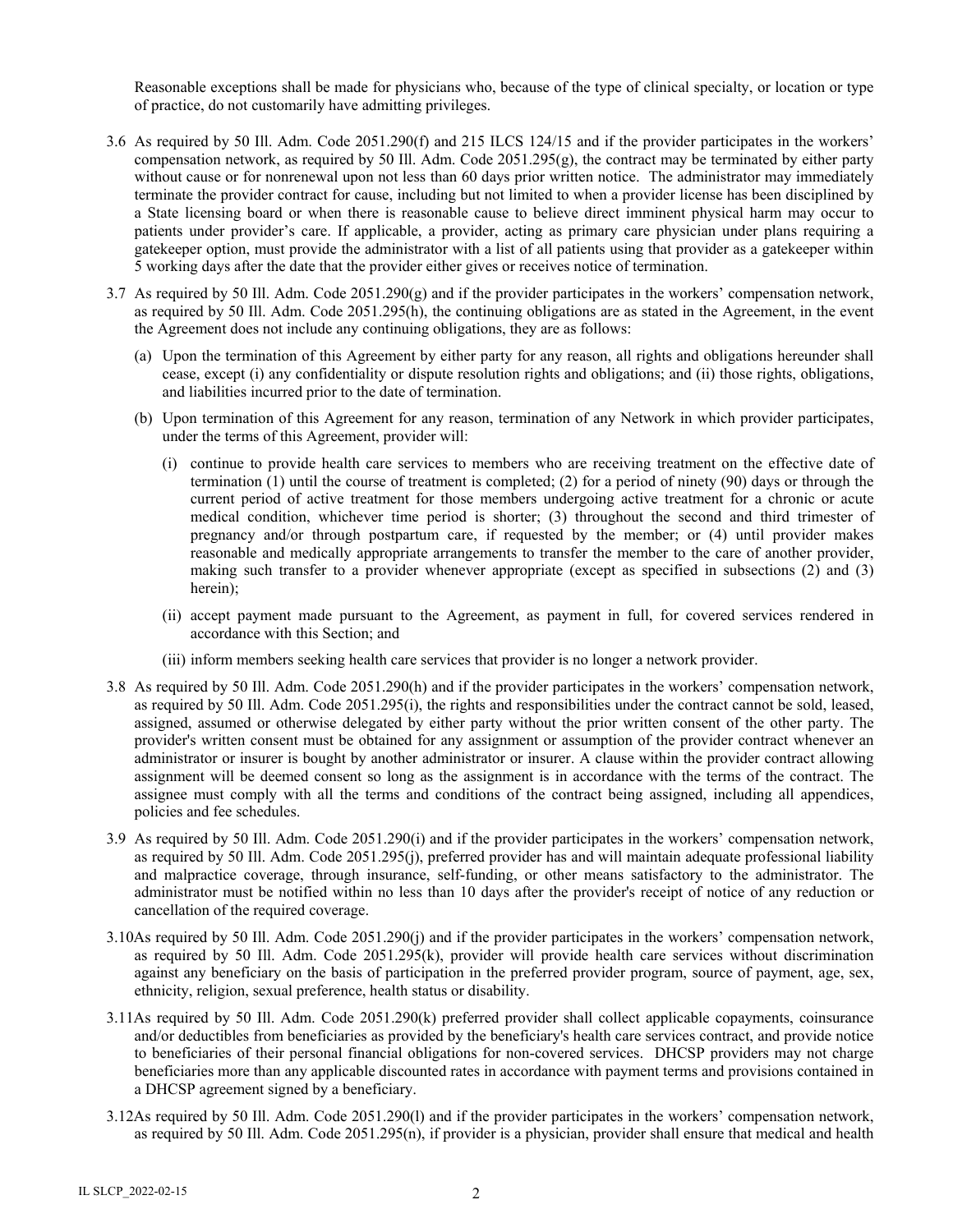Reasonable exceptions shall be made for physicians who, because of the type of clinical specialty, or location or type of practice, do not customarily have admitting privileges.

3.6 As required by 50 Ill. Adm. Code 2051.290(f) and 215 ILCS 124/15 and if the provider participates in the workers' compensation network, as required by 50 Ill. Adm. Code 2051.295(g), the contract may be terminated by either party without cause or for nonrenewal upon not less than 60 days prior written notice. The administrator may immediately terminate the provider contract for cause, including but not limited to when a provider license has been disciplined by a State licensing board or when there is reasonable cause to believe direct imminent physical harm may occur to patients under provider's care. If applicable, a provider, acting as primary care physician under plans requiring a gatekeeper option, must provide the administrator with a list of all patients using that provider as a gatekeeper within 5 working days after the date that the provider either gives or receives notice of termination.

3.7 As required by 50 Ill. Adm. Code 2051.290(g) and if the provider participates in the workers' compensation network, as required by 50 Ill. Adm. Code 2051.295(h), the continuing obligations are as stated in the Agreement, in the event the Agreement does not include any continuing obligations, they are as follows:

(a) Upon the termination of this Agreement by either party for any reason, all rights and obligations hereunder shall cease, except (i) any confidentiality or dispute resolution rights and obligations; and (ii) those rights, obligations, and liabilities incurred prior to the date of termination.

(b) Upon termination of this Agreement for any reason, termination of any Network in which provider participates, under the terms of this Agreement, provider will:

(i) continue to provide health care services to members who are receiving treatment on the effective date of termination (1) until the course of treatment is completed; (2) for a period of ninety (90) days or through the current period of active treatment for those members undergoing active treatment for a chronic or acute medical condition, whichever time period is shorter; (3) throughout the second and third trimester of pregnancy and/or through postpartum care, if requested by the member; or (4) until provider makes reasonable and medically appropriate arrangements to transfer the member to the care of another provider, making such transfer to a provider whenever appropriate (except as specified in subsections (2) and (3) herein);

(ii) accept payment made pursuant to the Agreement, as payment in full, for covered services rendered in accordance with this Section; and

(iii) inform members seeking health care services that provider is no longer a network provider.

3.8 As required by 50 Ill. Adm. Code 2051.290(h) and if the provider participates in the workers' compensation network, as required by 50 Ill. Adm. Code 2051.295(i), the rights and responsibilities under the contract cannot be sold, leased, assigned, assumed or otherwise delegated by either party without the prior written consent of the other party. The provider's written consent must be obtained for any assignment or assumption of the provider contract whenever an administrator or insurer is bought by another administrator or insurer. A clause within the provider contract allowing assignment will be deemed consent so long as the assignment is in accordance with the terms of the contract. The assignee must comply with all the terms and conditions of the contract being assigned, including all appendices, policies and fee schedules.

3.9 As required by 50 Ill. Adm. Code 2051.290(i) and if the provider participates in the workers' compensation network, as required by 50 Ill. Adm. Code 2051.295(j), preferred provider has and will maintain adequate professional liability and malpractice coverage, through insurance, self-funding, or other means satisfactory to the administrator. The administrator must be notified within no less than 10 days after the provider's receipt of notice of any reduction or cancellation of the required coverage.

3.10 As required by 50 Ill. Adm. Code 2051.290(j) and if the provider participates in the workers' compensation network, as required by 50 Ill. Adm. Code 2051.295(k), provider will provide health care services without discrimination against any beneficiary on the basis of participation in the preferred provider program, source of payment, age, sex, ethnicity, religion, sexual preference, health status or disability.

3.11 As required by 50 Ill. Adm. Code 2051.290(k) preferred provider shall collect applicable copayments, coinsurance and/or deductibles from beneficiaries as provided by the beneficiary's health care services contract, and provide notice to beneficiaries of their personal financial obligations for non-covered services. DHCSP providers may not charge beneficiaries more than any applicable discounted rates in accordance with payment terms and provisions contained in a DHCSP agreement signed by a beneficiary.

3.12 As required by 50 Ill. Adm. Code 2051.290(l) and if the provider participates in the workers' compensation network, as required by 50 Ill. Adm. Code 2051.295(n), if provider is a physician, provider shall ensure that medical and health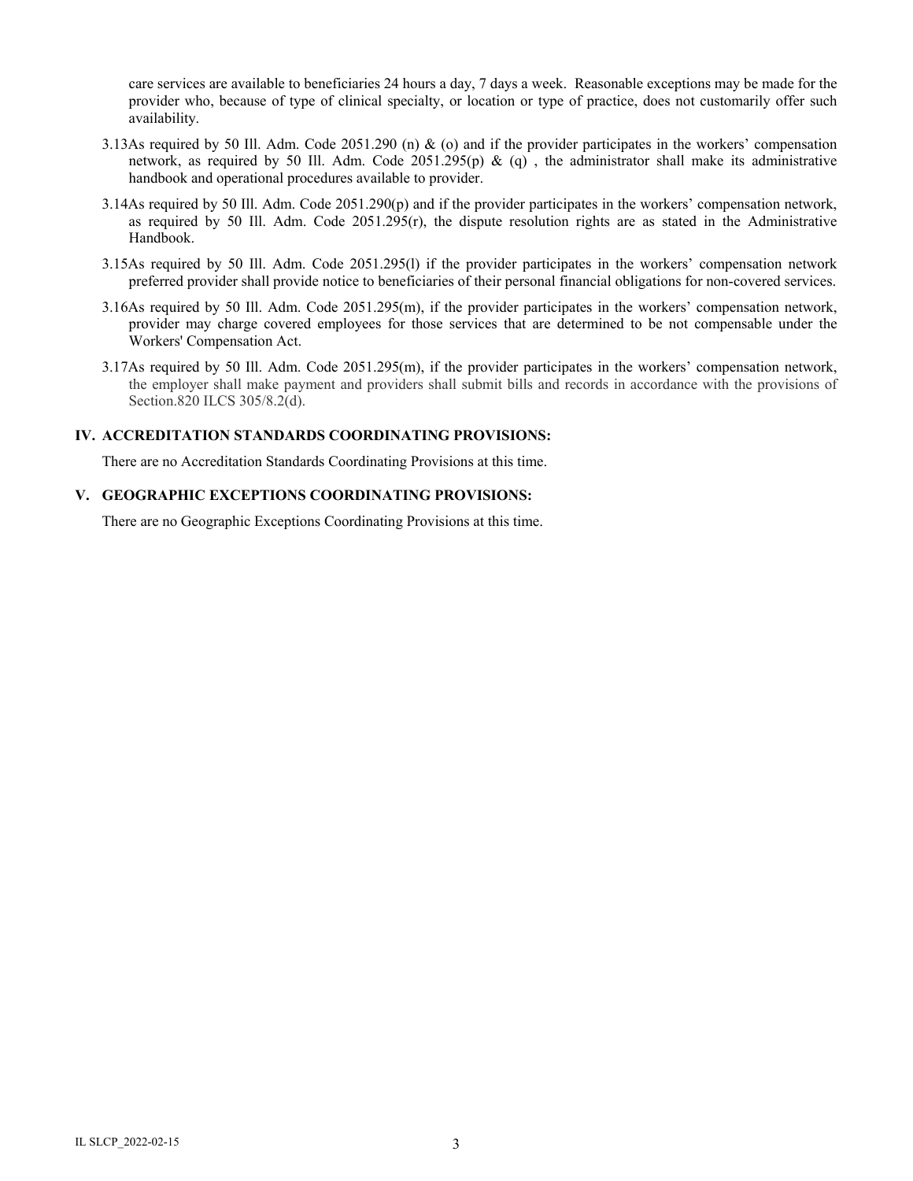care services are available to beneficiaries 24 hours a day, 7 days a week. Reasonable exceptions may be made for the provider who, because of type of clinical specialty, or location or type of practice, does not customarily offer such availability.

3.13 As required by 50 Ill. Adm. Code 2051.290 (n) & (o) and if the provider participates in the workers' compensation network, as required by 50 Ill. Adm. Code 2051.295(p) & (q) , the administrator shall make its administrative handbook and operational procedures available to provider.

3.14 As required by 50 Ill. Adm. Code 2051.290(p) and if the provider participates in the workers' compensation network, as required by 50 Ill. Adm. Code 2051.295(r), the dispute resolution rights are as stated in the Administrative Handbook.

3.15 As required by 50 Ill. Adm. Code 2051.295(l) if the provider participates in the workers' compensation network preferred provider shall provide notice to beneficiaries of their personal financial obligations for non-covered services.

3.16 As required by 50 Ill. Adm. Code 2051.295(m), if the provider participates in the workers' compensation network, provider may charge covered employees for those services that are determined to be not compensable under the Workers' Compensation Act.

3.17 As required by 50 Ill. Adm. Code 2051.295(m), if the provider participates in the workers' compensation network, the employer shall make payment and providers shall submit bills and records in accordance with the provisions of Section.820 ILCS 305/8.2(d).

## IV. ACCREDITATION STANDARDS COORDINATING PROVISIONS:

There are no Accreditation Standards Coordinating Provisions at this time.

## V. GEOGRAPHIC EXCEPTIONS COORDINATING PROVISIONS:

There are no Geographic Exceptions Coordinating Provisions at this time.